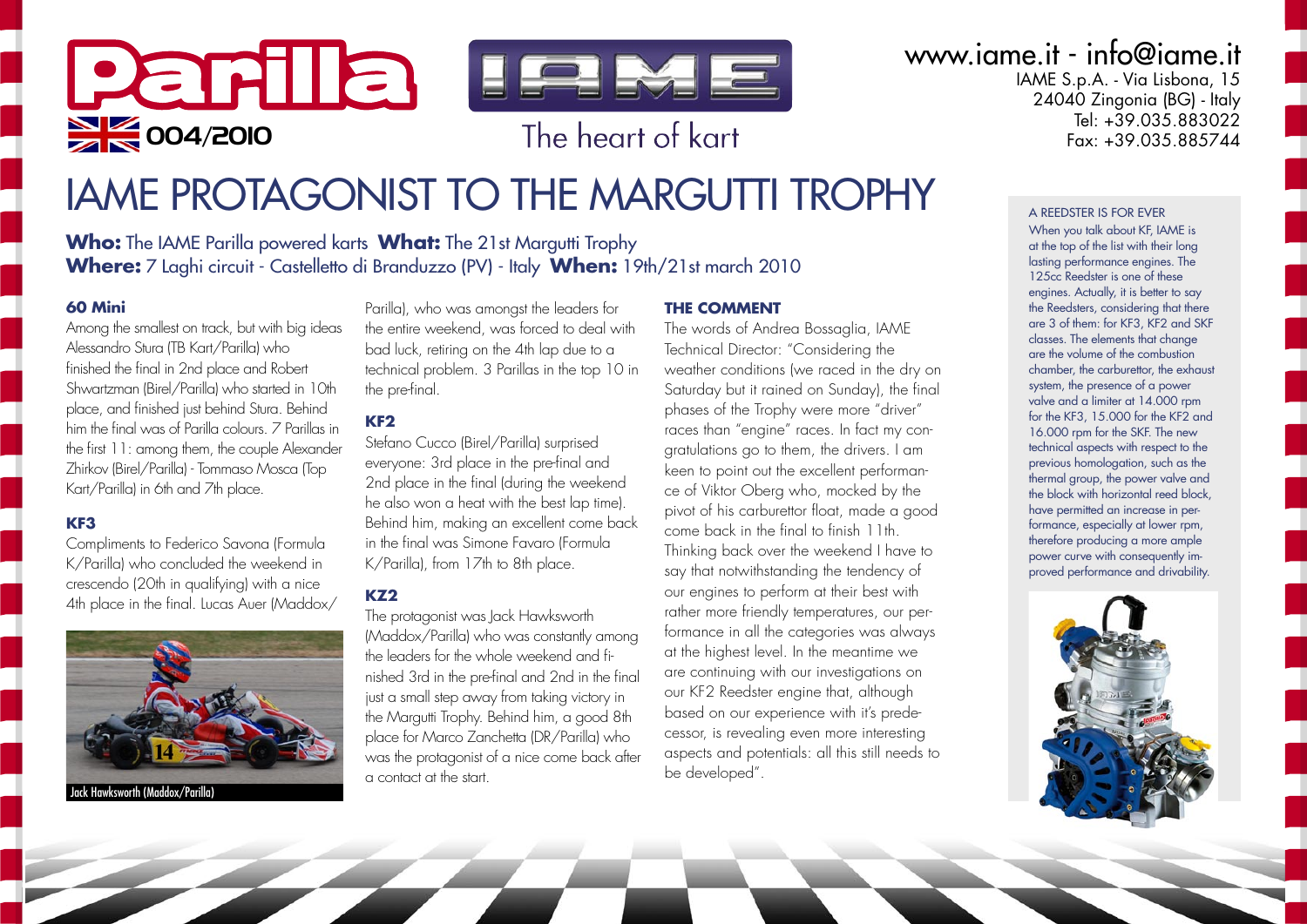Parilla

004/2010

The heart of kart

www.iame.it - info@iame.it
IAME S.p.A. - Via Lisbona, 15
24040 Zingonia (BG) - Italy
Tel: +39.035.883022
Fax: +39.035.885744

# IAME PROTAGONIST TO THE MARGUTTI TROPHY

**Who:** The IAME Parilla powered karts **What:** The 21st Margutti Trophy
**Where:** 7 Laghi circuit - Castelletto di Branduzzo (PV) - Italy **When:** 19th/21st march 2010

### 60 Mini

Among the smallest on track, but with big ideas Alessandro Stura (TB Kart/Parilla) who finished the final in 2nd place and Robert Shwartzman (Birel/Parilla) who started in 10th place, and finished just behind Stura. Behind him the final was of Parilla colours. 7 Parillas in the first 11: among them, the couple Alexander Zhirkov (Birel/Parilla) - Tommaso Mosca (Top Kart/Parilla) in 6th and 7th place.

### KF3

Compliments to Federico Savona (Formula K/Parilla) who concluded the weekend in crescendo (20th in qualifying) with a nice 4th place in the final. Lucas Auer (Maddox/Parilla), who was amongst the leaders for the entire weekend, was forced to deal with bad luck, retiring on the 4th lap due to a technical problem. 3 Parillas in the top 10 in the pre-final.

Jack Hawksworth (Maddox/Parilla)

### KF2

Stefano Cucco (Birel/Parilla) surprised everyone: 3rd place in the pre-final and 2nd place in the final (during the weekend he also won a heat with the best lap time). Behind him, making an excellent come back in the final was Simone Favaro (Formula K/Parilla), from 17th to 8th place.

### KZ2

The protagonist was Jack Hawksworth (Maddox/Parilla) who was constantly among the leaders for the whole weekend and finished 3rd in the pre-final and 2nd in the final just a small step away from taking victory in the Margutti Trophy. Behind him, a good 8th place for Marco Zanchetta (DR/Parilla) who was the protagonist of a nice come back after a contact at the start.

### THE COMMENT

The words of Andrea Bossaglia, IAME Technical Director: "Considering the weather conditions (we raced in the dry on Saturday but it rained on Sunday), the final phases of the Trophy were more "driver" races than "engine" races. In fact my congratulations go to them, the drivers. I am keen to point out the excellent performance of Viktor Oberg who, mocked by the pivot of his carburettor float, made a good come back in the final to finish 11th. Thinking back over the weekend I have to say that notwithstanding the tendency of our engines to perform at their best with rather more friendly temperatures, our performance in all the categories was always at the highest level. In the meantime we are continuing with our investigations on our KF2 Reedster engine that, although based on our experience with it's predecessor, is revealing even more interesting aspects and potentials: all this still needs to be developed".

### A REEDSTER IS FOR EVER

When you talk about KF, IAME is at the top of the list with their long lasting performance engines. The 125cc Reedster is one of these engines. Actually, it is better to say the Reedsters, considering that there are 3 of them: for KF3, KF2 and SKF classes. The elements that change are the volume of the combustion chamber, the carburettor, the exhaust system, the presence of a power valve and a limiter at 14.000 rpm for the KF3, 15.000 for the KF2 and 16.000 rpm for the SKF. The new technical aspects with respect to the previous homologation, such as the thermal group, the power valve and the block with horizontal reed block, have permitted an increase in performance, especially at lower rpm, therefore producing a more ample power curve with consequently improved performance and drivability.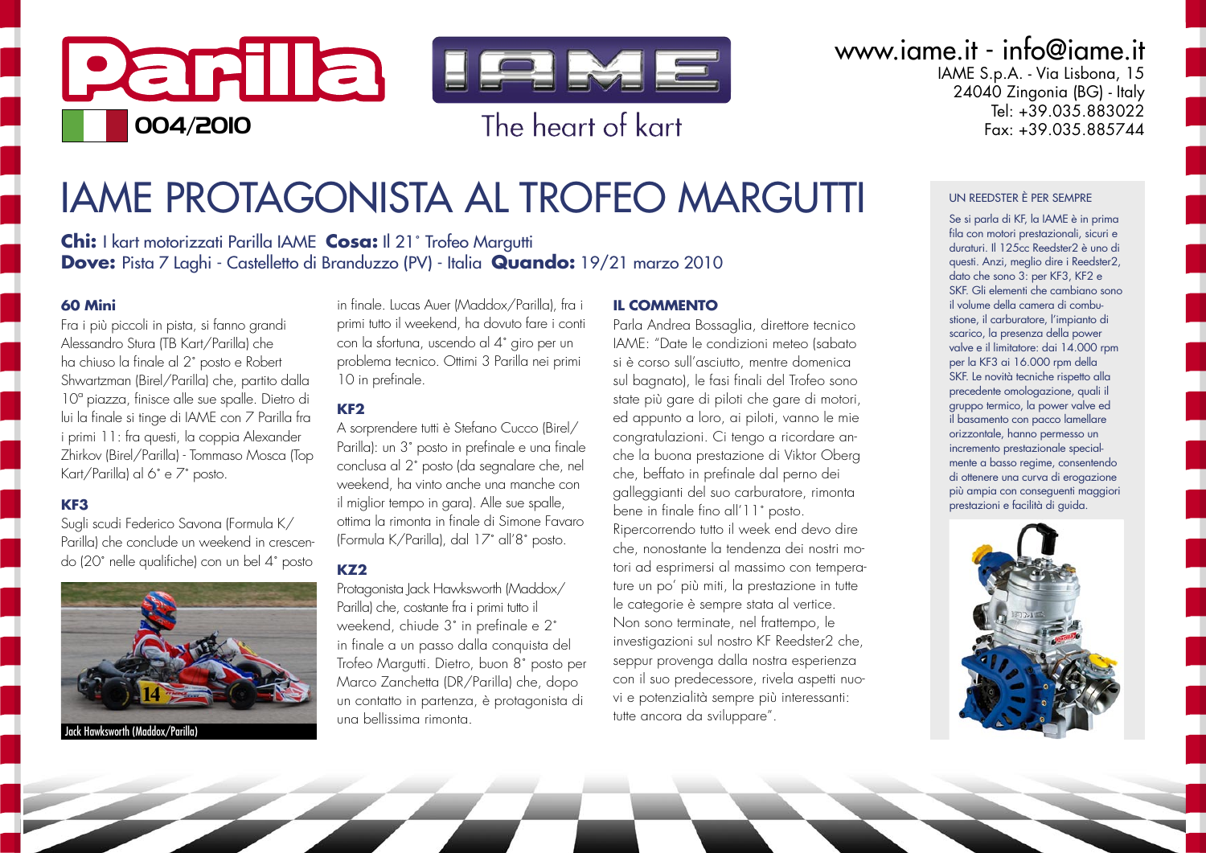Parilla

004/2010

The heart of kart

www.iame.it - info@iame.it
IAME S.p.A. - Via Lisbona, 15
24040 Zingonia (BG) - Italy
Tel: +39.035.883022
Fax: +39.035.885744

# IAME PROTAGONISTA AL TROFEO MARGUTTI

**Chi:** I kart motorizzati Parilla IAME **Cosa:** Il 21° Trofeo Margutti
**Dove:** Pista 7 Laghi - Castelletto di Branduzzo (PV) - Italia **Quando:** 19/21 marzo 2010

### 60 Mini

Fra i più piccoli in pista, si fanno grandi Alessandro Stura (TB Kart/Parilla) che ha chiuso la finale al 2° posto e Robert Shwartzman (Birel/Parilla) che, partito dalla 10ª piazza, finisce alle sue spalle. Dietro di lui la finale si tinge di IAME con 7 Parilla fra i primi 11: fra questi, la coppia Alexander Zhirkov (Birel/Parilla) - Tommaso Mosca (Top Kart/Parilla) al 6° e 7° posto.

### KF3

Sugli scudi Federico Savona (Formula K/Parilla) che conclude un weekend in crescendo (20° nelle qualifiche) con un bel 4° posto in finale. Lucas Auer (Maddox/Parilla), fra i primi tutto il weekend, ha dovuto fare i conti con la sfortuna, uscendo al 4° giro per un problema tecnico. Ottimi 3 Parilla nei primi 10 in prefinale.

Jack Hawksworth (Maddox/Parilla)

### KF2

A sorprendere tutti è Stefano Cucco (Birel/Parilla): un 3° posto in prefinale e una finale conclusa al 2° posto (da segnalare che, nel weekend, ha vinto anche una manche con il miglior tempo in gara). Alle sue spalle, ottima la rimonta in finale di Simone Favaro (Formula K/Parilla), dal 17° all'8° posto.

### KZ2

Protagonista Jack Hawksworth (Maddox/Parilla) che, costante fra i primi tutto il weekend, chiude 3° in prefinale e 2° in finale a un passo dalla conquista del Trofeo Margutti. Dietro, buon 8° posto per Marco Zanchetta (DR/Parilla) che, dopo un contatto in partenza, è protagonista di una bellissima rimonta.

### IL COMMENTO

Parla Andrea Bossaglia, direttore tecnico IAME: "Date le condizioni meteo (sabato si è corso sull'asciutto, mentre domenica sul bagnato), le fasi finali del Trofeo sono state più gare di piloti che gare di motori, ed appunto a loro, ai piloti, vanno le mie congratulazioni. Ci tengo a ricordare anche la buona prestazione di Viktor Oberg che, beffato in prefinale dal perno dei galleggianti del suo carburatore, rimonta bene in finale fino all'11° posto.
Ripercorrendo tutto il week end devo dire che, nonostante la tendenza dei nostri motori ad esprimersi al massimo con temperature un po' più miti, la prestazione in tutte le categorie è sempre stata al vertice.
Non sono terminate, nel frattempo, le investigazioni sul nostro KF Reedster2 che, seppur provenga dalla nostra esperienza con il suo predecessore, rivela aspetti nuovi e potenzialità sempre più interessanti: tutte ancora da sviluppare".

### UN REEDSTER È PER SEMPRE

Se si parla di KF, la IAME è in prima fila con motori prestazionali, sicuri e duraturi. Il 125cc Reedster2 è uno di questi. Anzi, meglio dire i Reedster2, dato che sono 3: per KF3, KF2 e SKF. Gli elementi che cambiano sono il volume della camera di combustione, il carburatore, l'impianto di scarico, la presenza della power valve e il limitatore: dai 14.000 rpm per la KF3 ai 16.000 rpm della SKF. Le novità tecniche rispetto alla precedente omologazione, quali il gruppo termico, la power valve ed il basamento con pacco lamellare orizzontale, hanno permesso un incremento prestazionale specialmente a basso regime, consentendo di ottenere una curva di erogazione più ampia con conseguenti maggiori prestazioni e facilità di guida.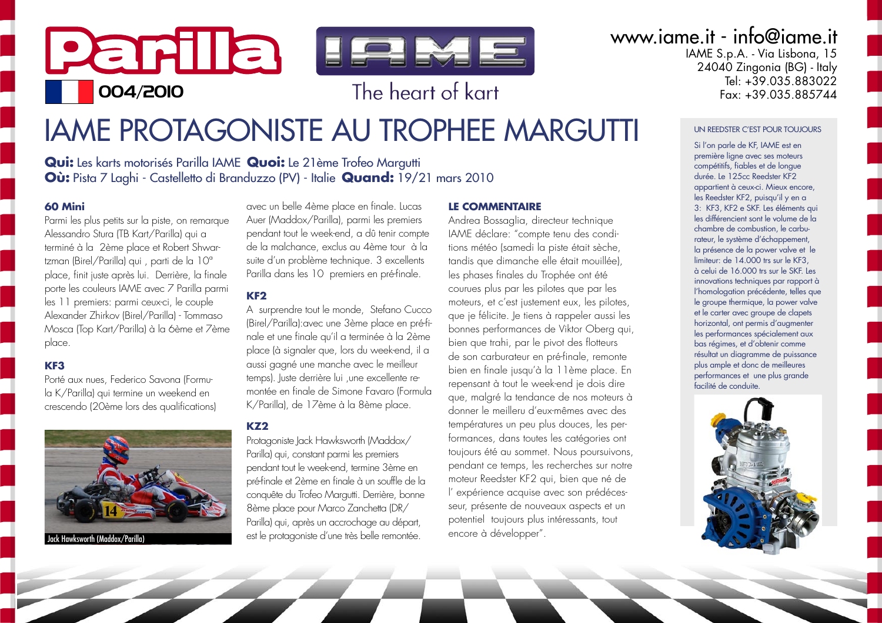Parilla

004/2010

The heart of kart

www.iame.it - info@iame.it
IAME S.p.A. - Via Lisbona, 15
24040 Zingonia (BG) - Italy
Tel: +39.035.883022
Fax: +39.035.885744

# IAME PROTAGONISTE AU TROPHEE MARGUTTI

**Qui:** Les karts motorisés Parilla IAME **Quoi:** Le 21ème Trofeo Margutti
**Où:** Pista 7 Laghi - Castelletto di Branduzzo (PV) - Italie **Quand:** 19/21 mars 2010

### 60 Mini

Parmi les plus petits sur la piste, on remarque Alessandro Stura (TB Kart/Parilla) qui a terminé à la 2ème place et Robert Shwartzman (Birel/Parilla) qui , parti de la 10° place, finit juste après lui. Derrière, la finale porte les couleurs IAME avec 7 Parilla parmi les 11 premiers: parmi ceux-ci, le couple Alexander Zhirkov (Birel/Parilla) - Tommaso Mosca (Top Kart/Parilla) à la 6ème et 7ème place.

### KF3

Porté aux nues, Federico Savona (Formula K/Parilla) qui termine un weekend en crescendo (20ème lors des qualifications) avec un belle 4ème place en finale. Lucas Auer (Maddox/Parilla), parmi les premiers pendant tout le week-end, a dû tenir compte de la malchance, exclus au 4ème tour à la suite d'un problème technique. 3 excellents Parilla dans les 10 premiers en pré-finale.

Jack Hawksworth (Maddox/Parilla)

### KF2

A surprendre tout le monde, Stefano Cucco (Birel/Parilla):avec une 3ème place en pré-finale et une finale qu'il a terminée à la 2ème place (à signaler que, lors du week-end, il a aussi gagné une manche avec le meilleur temps). Juste derrière lui ,une excellente remontée en finale de Simone Favaro (Formula K/Parilla), de 17ème à la 8ème place.

### KZ2

Protagoniste Jack Hawksworth (Maddox/Parilla) qui, constant parmi les premiers pendant tout le week-end, termine 3ème en pré-finale et 2ème en finale à un souffle de la conquête du Trofeo Margutti. Derrière, bonne 8ème place pour Marco Zanchetta (DR/Parilla) qui, après un accrochage au départ, est le protagoniste d'une très belle remontée.

### LE COMMENTAIRE

Andrea Bossaglia, directeur technique IAME déclare: "compte tenu des conditions météo (samedi la piste était sèche, tandis que dimanche elle était mouillée), les phases finales du Trophée ont été courues plus par les pilotes que par les moteurs, et c'est justement eux, les pilotes, que je félicite. Je tiens à rappeler aussi les bonnes performances de Viktor Oberg qui, bien que trahi, par le pivot des flotteurs de son carburateur en pré-finale, remonte bien en finale jusqu'à la 11ème place. En repensant à tout le week-end je dois dire que, malgré la tendance de nos moteurs à donner le meilleru d'eux-mêmes avec des températures un peu plus douces, les performances, dans toutes les catégories ont toujours été au sommet. Nous poursuivons, pendant ce temps, les recherches sur notre moteur Reedster KF2 qui, bien que né de l' expérience acquise avec son prédécesseur, présente de nouveaux aspects et un potentiel toujours plus intéressants, tout encore à développer".

#### UN REEDSTER C'EST POUR TOUJOURS

Si l'on parle de KF, IAME est en première ligne avec ses moteurs compétitifs, fiables et de longue durée. Le 125cc Reedster KF2 appartient à ceux-ci. Mieux encore, les Reedster KF2, puisqu'il y en a 3: KF3, KF2 e SKF. Les éléments qui les différencient sont le volume de la chambre de combustion, le carburateur, le système d'échappement, la présence de la power valve et le limiteur: de 14.000 trs sur le KF3, à celui de 16.000 trs sur le SKF. Les innovations techniques par rapport à l'homologation précédente, telles que le groupe thermique, la power valve et le carter avec groupe de clapets horizontal, ont permis d'augmenter les performances spécialement aux bas régimes, et d'obtenir comme résultat un diagramme de puissance plus ample et donc de meilleures performances et une plus grande facilité de conduite.